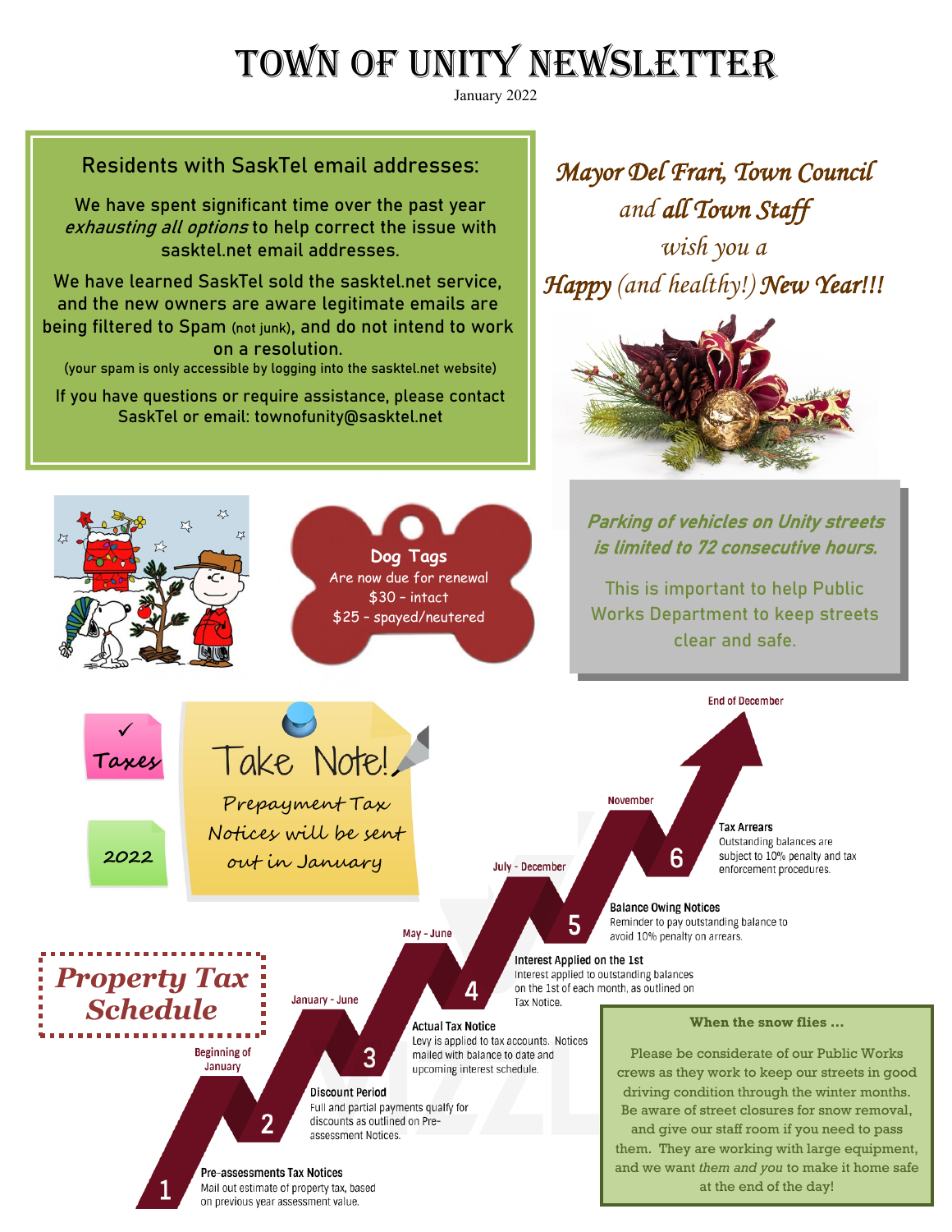# TOWN OF UNITY NEWSLETTER

January 2022

## Residents with SaskTel email addresses:

We have spent significant time over the past year *exhausting all options* to help correct the issue with sasktel.net email addresses.

We have learned SaskTel sold the sasktel.net service, and the new owners are aware legitimate emails are being filtered to Spam (not junk), and do not intend to work on a resolution.

(your spam is only accessible by logging into the sasktel.net website)

If you have questions or require assistance, please contact SaskTel or email: townofunity@sasktel.net

*Mayor Del Frari, Town Council and all Town Staff wish you a Happy (and healthy!) New Year!!!*

**Dog Tags**
Are now due for renewal
$30 – intact
$25 – spayed/neutered

***Parking of vehicles on Unity streets is limited to 72 consecutive hours.***

This is important to help Public Works Department to keep streets clear and safe.

✓ Taxes

2022

## Take Note!

Prepayment Tax Notices will be sent out in January

## Property Tax Schedule

1. **Pre-assessments Tax Notices** (Beginning of January)
   Mail out estimate of property tax, based on previous year assessment value.
2. **Discount Period** (January - June)
   Full and partial payments qualify for discounts as outlined on Pre-assessment Notices.
3. **Actual Tax Notice** (May - June)
   Levy is applied to tax accounts. Notices mailed with balance to date and upcoming interest schedule.
4. **Interest Applied on the 1st** (July - December)
   Interest applied to outstanding balances on the 1st of each month, as outlined on Tax Notice.
5. **Balance Owing Notices** (November)
   Reminder to pay outstanding balance to avoid 10% penalty on arrears.
6. **Tax Arrears** (End of December)
   Outstanding balances are subject to 10% penalty and tax enforcement procedures.

### When the snow flies …

Please be considerate of our Public Works crews as they work to keep our streets in good driving condition through the winter months. Be aware of street closures for snow removal, and give our staff room if you need to pass them. They are working with large equipment, and we want *them and you* to make it home safe at the end of the day!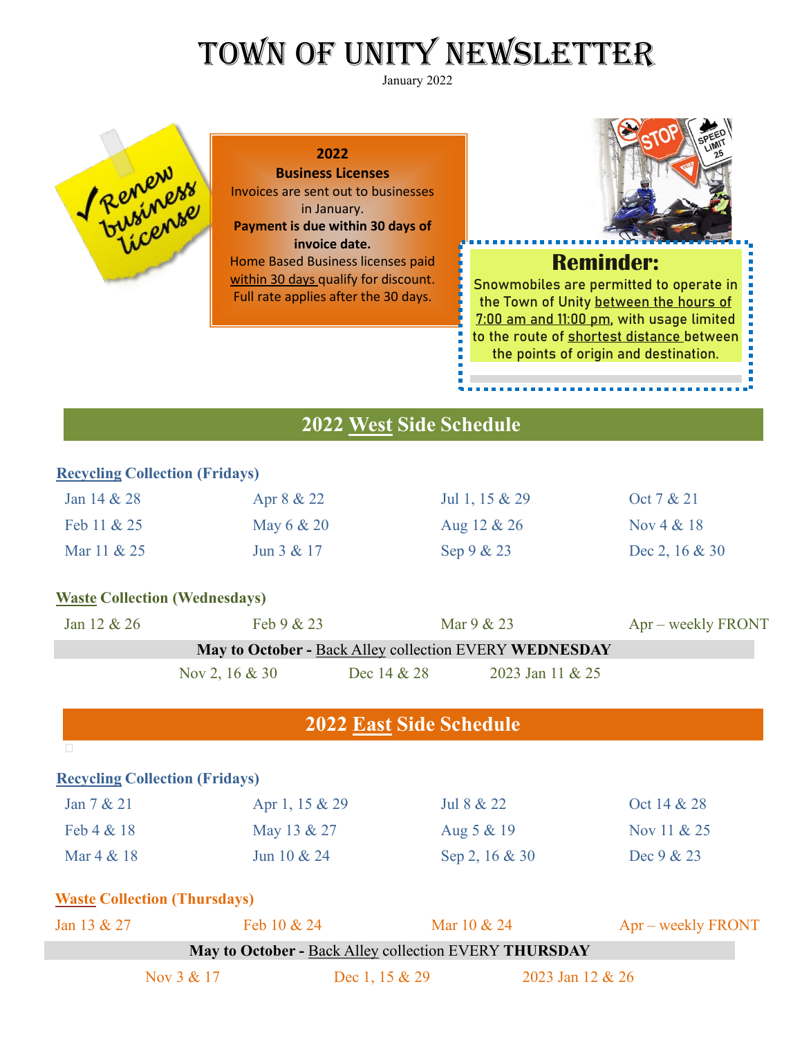# Town of Unity Newsletter

January 2022

Renew business license

**2022**
**Business Licenses**

Invoices are sent out to businesses in January.

**Payment is due within 30 days of invoice date.**

Home Based Business licenses paid within 30 days qualify for discount. Full rate applies after the 30 days.

## Reminder:

Snowmobiles are permitted to operate in the Town of Unity between the hours of 7:00 am and 11:00 pm, with usage limited to the route of shortest distance between the points of origin and destination.

## 2022 West Side Schedule

### Recycling Collection (Fridays)

| | | | |
|---|---|---|---|
| Jan 14 & 28 | Apr 8 & 22 | Jul 1, 15 & 29 | Oct 7 & 21 |
| Feb 11 & 25 | May 6 & 20 | Aug 12 & 26 | Nov 4 & 18 |
| Mar 11 & 25 | Jun 3 & 17 | Sep 9 & 23 | Dec 2, 16 & 30 |

### Waste Collection (Wednesdays)

| | | | |
|---|---|---|---|
| Jan 12 & 26 | Feb 9 & 23 | Mar 9 & 23 | Apr – weekly FRONT |

**May to October -** Back Alley collection EVERY **WEDNESDAY**

| | | |
|---|---|---|
| Nov 2, 16 & 30 | Dec 14 & 28 | 2023 Jan 11 & 25 |

## 2022 East Side Schedule

### Recycling Collection (Fridays)

| | | | |
|---|---|---|---|
| Jan 7 & 21 | Apr 1, 15 & 29 | Jul 8 & 22 | Oct 14 & 28 |
| Feb 4 & 18 | May 13 & 27 | Aug 5 & 19 | Nov 11 & 25 |
| Mar 4 & 18 | Jun 10 & 24 | Sep 2, 16 & 30 | Dec 9 & 23 |

### Waste Collection (Thursdays)

| | | | |
|---|---|---|---|
| Jan 13 & 27 | Feb 10 & 24 | Mar 10 & 24 | Apr – weekly FRONT |

**May to October -** Back Alley collection EVERY **THURSDAY**

| | | |
|---|---|---|
| Nov 3 & 17 | Dec 1, 15 & 29 | 2023 Jan 12 & 26 |